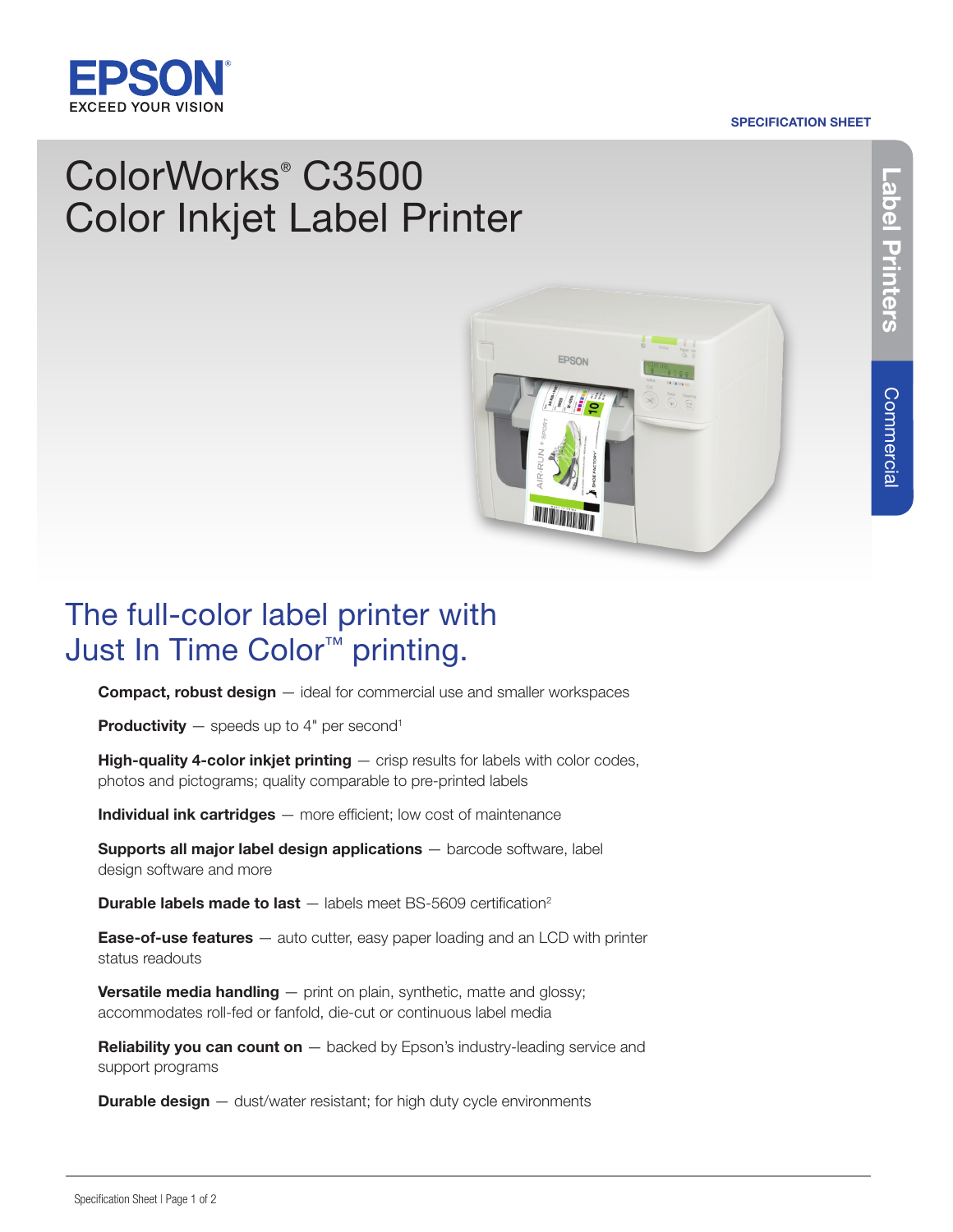EPSON
EXCEED YOUR VISION

SPECIFICATION SHEET

Label Printers

Commercial

# ColorWorks® C3500 Color Inkjet Label Printer

## The full-color label printer with Just In Time Color™ printing.

**Compact, robust design** — ideal for commercial use and smaller workspaces

**Productivity** — speeds up to 4" per second[1]

**High-quality 4-color inkjet printing** — crisp results for labels with color codes, photos and pictograms; quality comparable to pre-printed labels

**Individual ink cartridges** — more efficient; low cost of maintenance

**Supports all major label design applications** — barcode software, label design software and more

**Durable labels made to last** — labels meet BS-5609 certification[2]

**Ease-of-use features** — auto cutter, easy paper loading and an LCD with printer status readouts

**Versatile media handling** — print on plain, synthetic, matte and glossy; accommodates roll-fed or fanfold, die-cut or continuous label media

**Reliability you can count on** — backed by Epson's industry-leading service and support programs

**Durable design** — dust/water resistant; for high duty cycle environments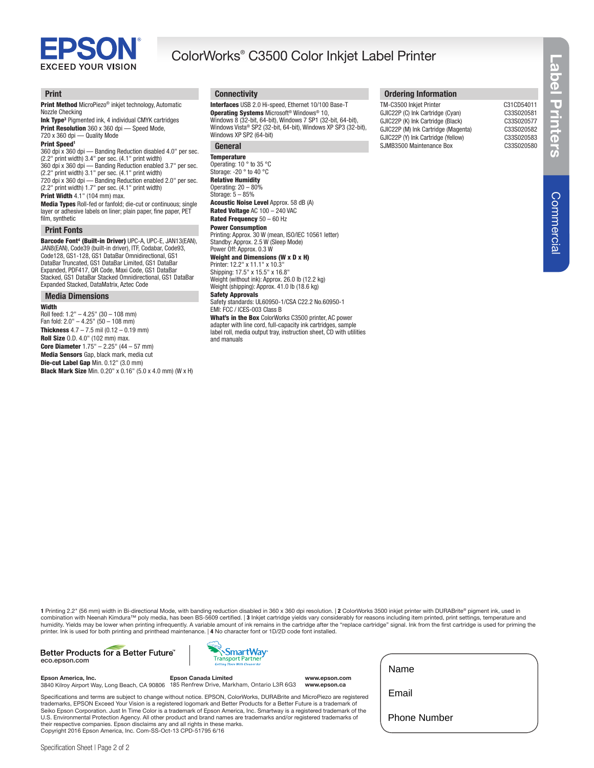# ColorWorks® C3500 Color Inkjet Label Printer

## Print

**Print Method** MicroPiezo® inkjet technology, Automatic Nozzle Checking
**Ink Type**[3] Pigmented ink, 4 individual CMYK cartridges
**Print Resolution** 360 x 360 dpi — Speed Mode, 720 x 360 dpi — Quality Mode
**Print Speed**[1]
360 dpi x 360 dpi — Banding Reduction disabled 4.0" per sec. (2.2" print width) 3.4" per sec. (4.1" print width)
360 dpi x 360 dpi — Banding Reduction enabled 3.7" per sec. (2.2" print width) 3.1" per sec. (4.1" print width)
720 dpi x 360 dpi — Banding Reduction enabled 2.0" per sec. (2.2" print width) 1.7" per sec. (4.1" print width)
**Print Width** 4.1" (104 mm) max.
**Media Types** Roll-fed or fanfold; die-cut or continuous; single layer or adhesive labels on liner; plain paper, fine paper, PET film, synthetic

## Print Fonts

**Barcode Font[4] (Built-in Driver)** UPC-A, UPC-E, JAN13(EAN), JAN8(EAN), Code39 (built-in driver), ITF, Codabar, Code93, Code128, GS1-128, GS1 DataBar Omnidirectional, GS1 DataBar Truncated, GS1 DataBar Limited, GS1 DataBar Expanded, PDF417, QR Code, Maxi Code, GS1 DataBar Stacked, GS1 DataBar Stacked Omnidirectional, GS1 DataBar Expanded Stacked, DataMatrix, Aztec Code

## Media Dimensions

**Width**
Roll feed: 1.2" – 4.25" (30 – 108 mm)
Fan fold: 2.0" – 4.25" (50 – 108 mm)
**Thickness** 4.7 – 7.5 mil (0.12 – 0.19 mm)
**Roll Size** O.D. 4.0" (102 mm) max.
**Core Diameter** 1.75" – 2.25" (44 – 57 mm)
**Media Sensors** Gap, black mark, media cut
**Die-cut Label Gap** Min. 0.12" (3.0 mm)
**Black Mark Size** Min. 0.20" x 0.16" (5.0 x 4.0 mm) (W x H)

## Connectivity

**Interfaces** USB 2.0 Hi-speed, Ethernet 10/100 Base-T
**Operating Systems** Microsoft® Windows® 10, Windows 8 (32-bit, 64-bit), Windows 7 SP1 (32-bit, 64-bit), Windows Vista® SP2 (32-bit, 64-bit), Windows XP SP3 (32-bit), Windows XP SP2 (64-bit)

## General

**Temperature**
Operating: 10 ° to 35 °C
Storage: -20 ° to 40 °C
**Relative Humidity**
Operating: 20 – 80%
Storage: 5 – 85%
**Acoustic Noise Level** Approx. 58 dB (A)
**Rated Voltage** AC 100 – 240 VAC
**Rated Frequency** 50 – 60 Hz
**Power Consumption**
Printing: Approx. 30 W (mean, ISO/IEC 10561 letter)
Standby: Approx. 2.5 W (Sleep Mode)
Power Off: Approx. 0.3 W
**Weight and Dimensions (W x D x H)**
Printer: 12.2" x 11.1" x 10.3"
Shipping: 17.5" x 15.5" x 16.8"
Weight (without ink): Approx. 26.0 lb (12.2 kg)
Weight (shipping): Approx. 41.0 lb (18.6 kg)
**Safety Approvals**
Safety standards: UL60950-1/CSA C22.2 No.60950-1
EMI: FCC / ICES-003 Class B
**What's in the Box** ColorWorks C3500 printer, AC power adapter with line cord, full-capacity ink cartridges, sample label roll, media output tray, instruction sheet, CD with utilities and manuals

## Ordering Information

| | |
|---|---|
| TM-C3500 Inkjet Printer | C31CD54011 |
| GJIC22P (C) Ink Cartridge (Cyan) | C33S020581 |
| GJIC22P (K) Ink Cartridge (Black) | C33S020577 |
| GJIC22P (M) Ink Cartridge (Magenta) | C33S020582 |
| GJIC22P (Y) Ink Cartridge (Yellow) | C33S020583 |
| SJMB3500 Maintenance Box | C33S020580 |

Label Printers

Commercial

**1** Printing 2.2" (56 mm) width in Bi-directional Mode, with banding reduction disabled in 360 x 360 dpi resolution. | **2** ColorWorks 3500 inkjet printer with DURABrite® pigment ink, used in combination with Neenah Kimdura™ poly media, has been BS-5609 certified. | **3** Inkjet cartridge yields vary considerably for reasons including item printed, print settings, temperature and humidity. Yields may be lower when printing infrequently. A variable amount of ink remains in the cartridge after the "replace cartridge" signal. Ink from the first cartridge is used for priming the printer. Ink is used for both printing and printhead maintenance. | **4** No character font or 1D/2D code font installed.

Better Products for a Better Future™
eco.epson.com

SmartWay Transport Partner
Getting There With Cleaner Air

**Epson America, Inc.**
3840 Kilroy Airport Way, Long Beach, CA 90806

**Epson Canada Limited**
185 Renfrew Drive, Markham, Ontario L3R 6G3

**www.epson.com**
**www.epson.ca**

Specifications and terms are subject to change without notice. EPSON, ColorWorks, DURABrite and MicroPiezo are registered trademarks, EPSON Exceed Your Vision is a registered logomark and Better Products for a Better Future is a trademark of Seiko Epson Corporation. Just In Time Color is a trademark of Epson America, Inc. Smartway is a registered trademark of the U.S. Environmental Protection Agency. All other product and brand names are trademarks and/or registered trademarks of their respective companies. Epson disclaims any and all rights in these marks.
Copyright 2016 Epson America, Inc. Com-SS-Oct-13 CPD-51795 6/16

Name

Email

Phone Number